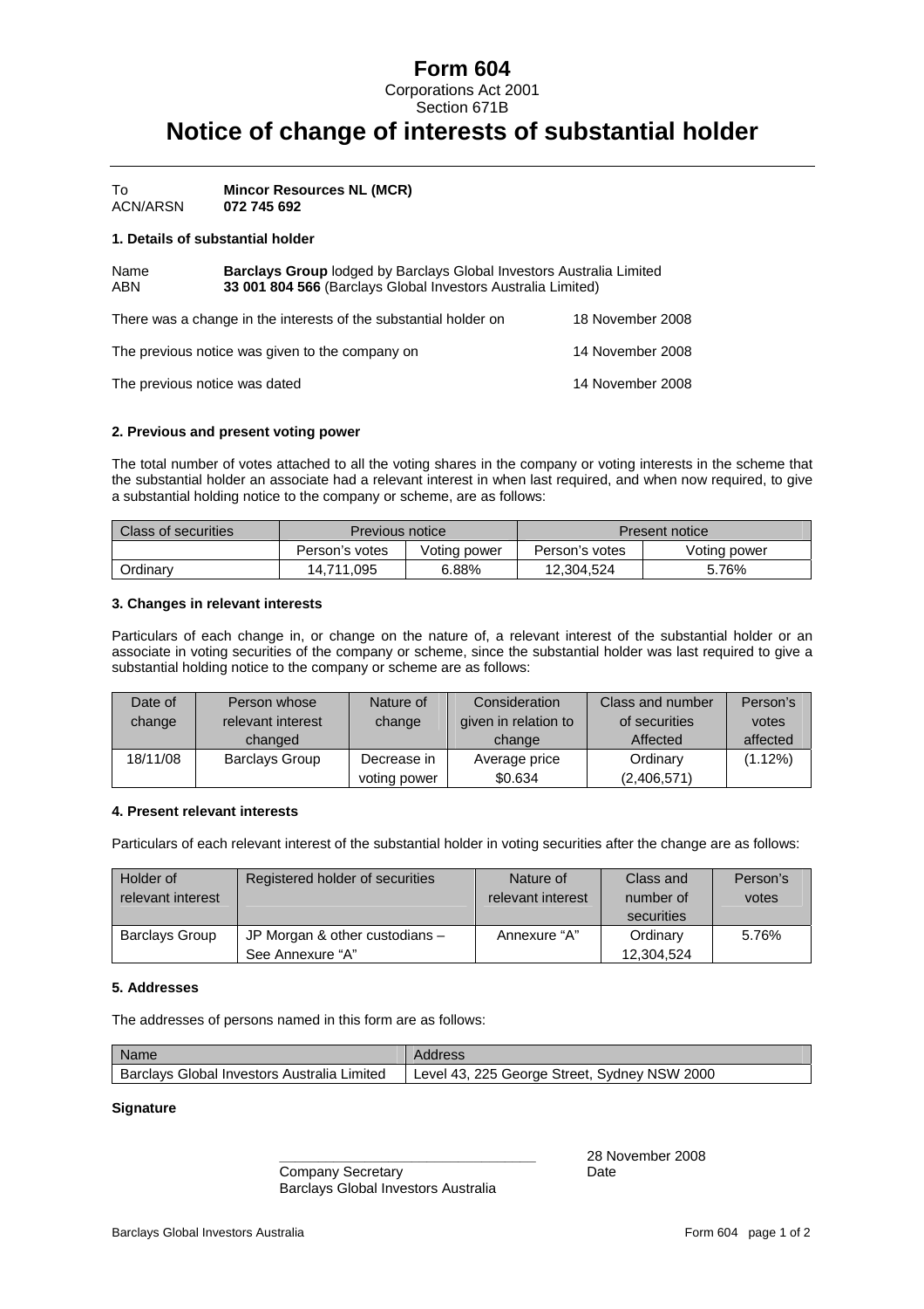# Form 604

Corporations Act 2001
Section 671B

# Notice of change of interests of substantial holder

To **Mincor Resources NL (MCR)**
ACN/ARSN **072 745 692**

### 1. Details of substantial holder

Name **Barclays Group** lodged by Barclays Global Investors Australia Limited
ABN **33 001 804 566** (Barclays Global Investors Australia Limited)

There was a change in the interests of the substantial holder on 18 November 2008

The previous notice was given to the company on 14 November 2008

The previous notice was dated 14 November 2008

### 2. Previous and present voting power

The total number of votes attached to all the voting shares in the company or voting interests in the scheme that the substantial holder an associate had a relevant interest in when last required, and when now required, to give a substantial holding notice to the company or scheme, are as follows:

| Class of securities | Previous notice | | Present notice | |
|---|---|---|---|---|
| | Person's votes | Voting power | Person's votes | Voting power |
| Ordinary | 14,711,095 | 6.88% | 12,304,524 | 5.76% |

### 3. Changes in relevant interests

Particulars of each change in, or change on the nature of, a relevant interest of the substantial holder or an associate in voting securities of the company or scheme, since the substantial holder was last required to give a substantial holding notice to the company or scheme are as follows:

| Date of change | Person whose relevant interest changed | Nature of change | Consideration given in relation to change | Class and number of securities Affected | Person's votes affected |
|---|---|---|---|---|---|
| 18/11/08 | Barclays Group | Decrease in voting power | Average price $0.634 | Ordinary (2,406,571) | (1.12%) |

### 4. Present relevant interests

Particulars of each relevant interest of the substantial holder in voting securities after the change are as follows:

| Holder of relevant interest | Registered holder of securities | Nature of relevant interest | Class and number of securities | Person's votes |
|---|---|---|---|---|
| Barclays Group | JP Morgan & other custodians – See Annexure "A" | Annexure "A" | Ordinary 12,304,524 | 5.76% |

### 5. Addresses

The addresses of persons named in this form are as follows:

| Name | Address |
|---|---|
| Barclays Global Investors Australia Limited | Level 43, 225 George Street, Sydney NSW 2000 |

**Signature**

Company Secretary
Barclays Global Investors Australia

28 November 2008
Date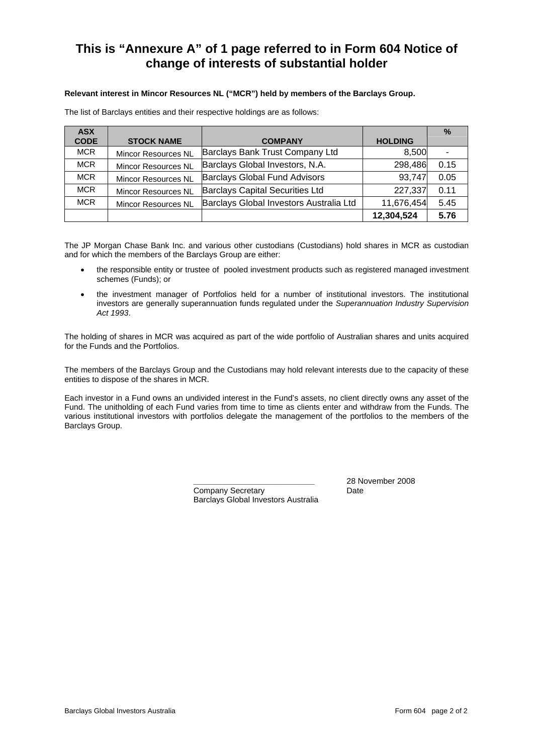# This is "Annexure A" of 1 page referred to in Form 604 Notice of change of interests of substantial holder

**Relevant interest in Mincor Resources NL ("MCR") held by members of the Barclays Group.**

The list of Barclays entities and their respective holdings are as follows:

| ASX CODE | STOCK NAME | COMPANY | HOLDING | % |
|---|---|---|---|---|
| MCR | Mincor Resources NL | Barclays Bank Trust Company Ltd | 8,500 | - |
| MCR | Mincor Resources NL | Barclays Global Investors, N.A. | 298,486 | 0.15 |
| MCR | Mincor Resources NL | Barclays Global Fund Advisors | 93,747 | 0.05 |
| MCR | Mincor Resources NL | Barclays Capital Securities Ltd | 227,337 | 0.11 |
| MCR | Mincor Resources NL | Barclays Global Investors Australia Ltd | 11,676,454 | 5.45 |
| | | | **12,304,524** | **5.76** |

The JP Morgan Chase Bank Inc. and various other custodians (Custodians) hold shares in MCR as custodian and for which the members of the Barclays Group are either:

- the responsible entity or trustee of pooled investment products such as registered managed investment schemes (Funds); or
- the investment manager of Portfolios held for a number of institutional investors. The institutional investors are generally superannuation funds regulated under the *Superannuation Industry Supervision Act 1993*.

The holding of shares in MCR was acquired as part of the wide portfolio of Australian shares and units acquired for the Funds and the Portfolios.

The members of the Barclays Group and the Custodians may hold relevant interests due to the capacity of these entities to dispose of the shares in MCR.

Each investor in a Fund owns an undivided interest in the Fund's assets, no client directly owns any asset of the Fund. The unitholding of each Fund varies from time to time as clients enter and withdraw from the Funds. The various institutional investors with portfolios delegate the management of the portfolios to the members of the Barclays Group.

\_\_\_\_\_\_\_\_\_\_\_\_\_\_\_\_\_\_\_\_\_\_\_\_\_\_\_
Company Secretary
Barclays Global Investors Australia

28 November 2008
Date